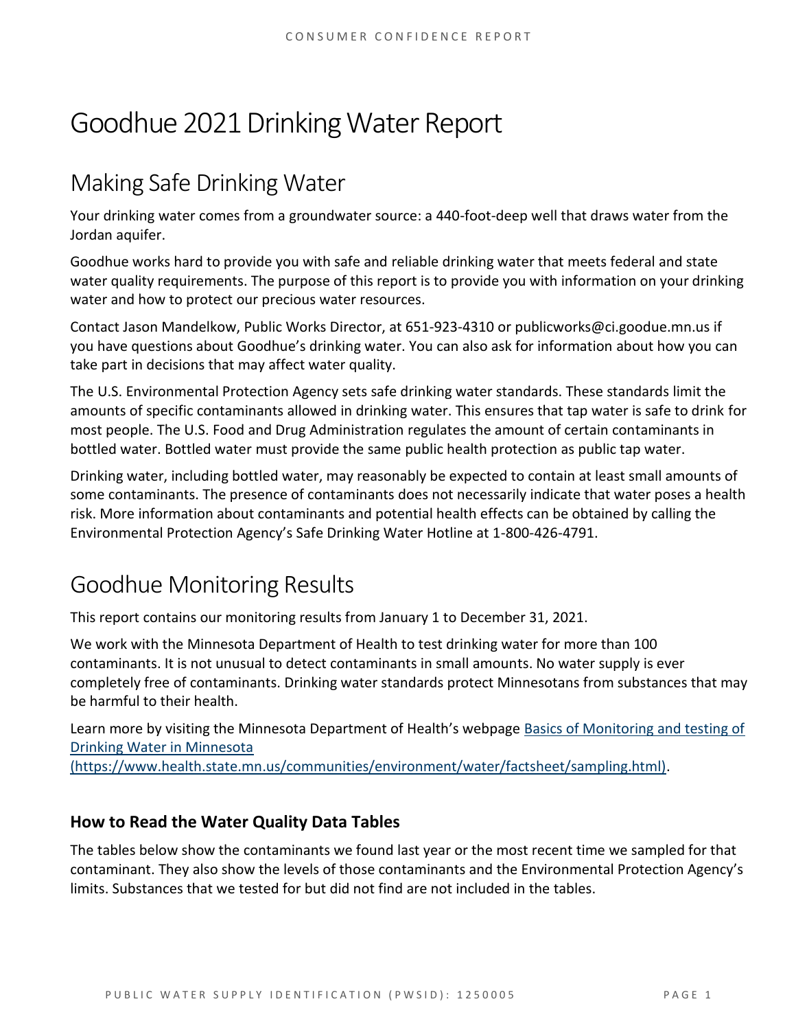# Goodhue 2021 Drinking Water Report

## Making Safe Drinking Water

Your drinking water comes from a groundwater source: a 440-foot-deep well that draws water from the Jordan aquifer.

Goodhue works hard to provide you with safe and reliable drinking water that meets federal and state water quality requirements. The purpose of this report is to provide you with information on your drinking water and how to protect our precious water resources.

Contact Jason Mandelkow, Public Works Director, at 651-923-4310 or publicworks@ci.goodue.mn.us if you have questions about Goodhue's drinking water. You can also ask for information about how you can take part in decisions that may affect water quality.

The U.S. Environmental Protection Agency sets safe drinking water standards. These standards limit the amounts of specific contaminants allowed in drinking water. This ensures that tap water is safe to drink for most people. The U.S. Food and Drug Administration regulates the amount of certain contaminants in bottled water. Bottled water must provide the same public health protection as public tap water.

Drinking water, including bottled water, may reasonably be expected to contain at least small amounts of some contaminants. The presence of contaminants does not necessarily indicate that water poses a health risk. More information about contaminants and potential health effects can be obtained by calling the Environmental Protection Agency's Safe Drinking Water Hotline at 1-800-426-4791.

## Goodhue Monitoring Results

This report contains our monitoring results from January 1 to December 31, 2021.

We work with the Minnesota Department of Health to test drinking water for more than 100 contaminants. It is not unusual to detect contaminants in small amounts. No water supply is ever completely free of contaminants. Drinking water standards protect Minnesotans from substances that may be harmful to their health.

Learn more by visiting the Minnesota Department of Health's webpage [Basics of Monitoring and testing of Drinking Water in Minnesota (https://www.health.state.mn.us/communities/environment/water/factsheet/sampling.html)](https://www.health.state.mn.us/communities/environment/water/factsheet/sampling.html).

### How to Read the Water Quality Data Tables

The tables below show the contaminants we found last year or the most recent time we sampled for that contaminant. They also show the levels of those contaminants and the Environmental Protection Agency's limits. Substances that we tested for but did not find are not included in the tables.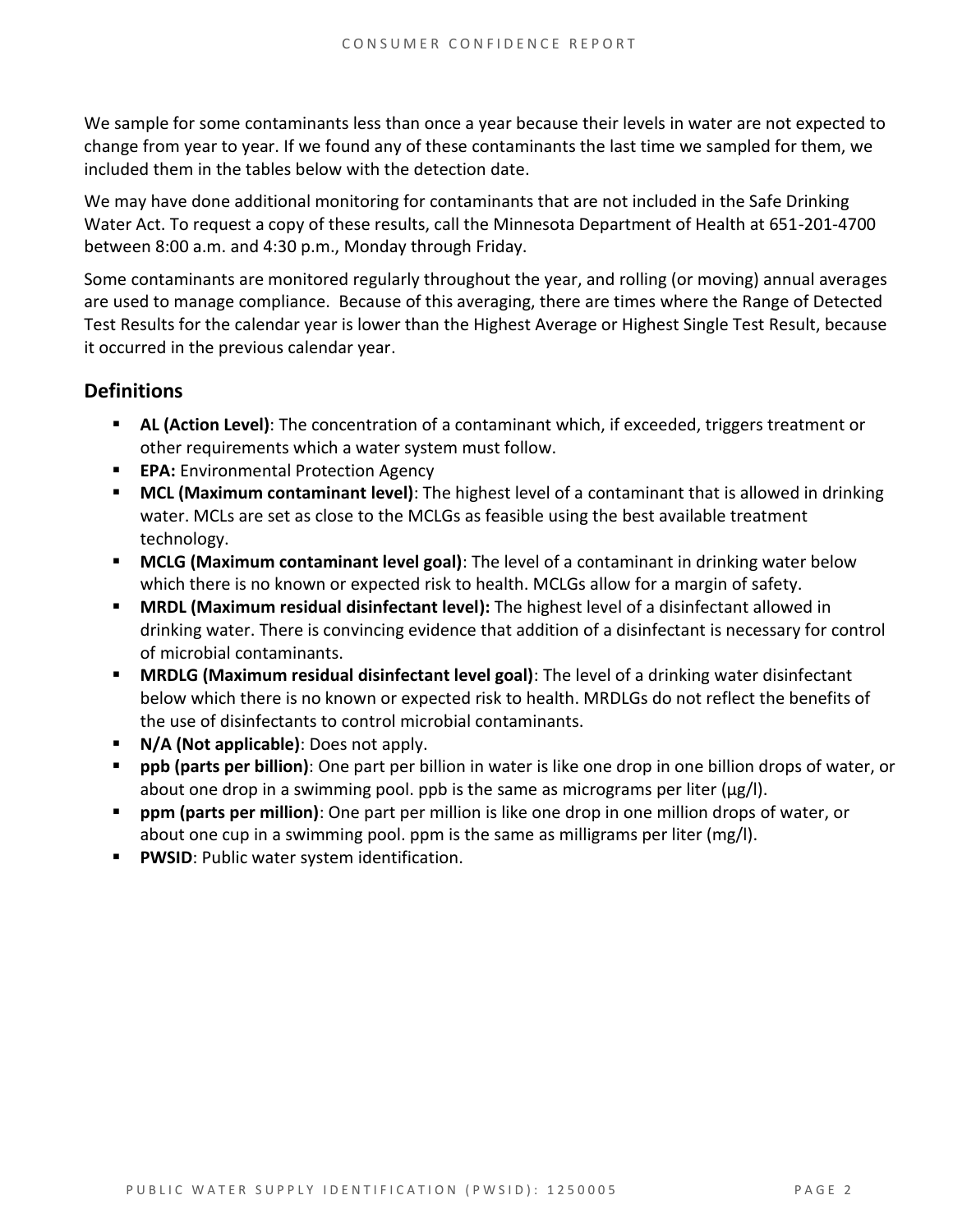We sample for some contaminants less than once a year because their levels in water are not expected to change from year to year. If we found any of these contaminants the last time we sampled for them, we included them in the tables below with the detection date.

We may have done additional monitoring for contaminants that are not included in the Safe Drinking Water Act. To request a copy of these results, call the Minnesota Department of Health at 651-201-4700 between 8:00 a.m. and 4:30 p.m., Monday through Friday.

Some contaminants are monitored regularly throughout the year, and rolling (or moving) annual averages are used to manage compliance. Because of this averaging, there are times where the Range of Detected Test Results for the calendar year is lower than the Highest Average or Highest Single Test Result, because it occurred in the previous calendar year.

## Definitions

- **AL (Action Level)**: The concentration of a contaminant which, if exceeded, triggers treatment or other requirements which a water system must follow.
- **EPA:** Environmental Protection Agency
- **MCL (Maximum contaminant level)**: The highest level of a contaminant that is allowed in drinking water. MCLs are set as close to the MCLGs as feasible using the best available treatment technology.
- **MCLG (Maximum contaminant level goal)**: The level of a contaminant in drinking water below which there is no known or expected risk to health. MCLGs allow for a margin of safety.
- **MRDL (Maximum residual disinfectant level):** The highest level of a disinfectant allowed in drinking water. There is convincing evidence that addition of a disinfectant is necessary for control of microbial contaminants.
- **MRDLG (Maximum residual disinfectant level goal)**: The level of a drinking water disinfectant below which there is no known or expected risk to health. MRDLGs do not reflect the benefits of the use of disinfectants to control microbial contaminants.
- **N/A (Not applicable)**: Does not apply.
- **ppb (parts per billion)**: One part per billion in water is like one drop in one billion drops of water, or about one drop in a swimming pool. ppb is the same as micrograms per liter (μg/l).
- **ppm (parts per million)**: One part per million is like one drop in one million drops of water, or about one cup in a swimming pool. ppm is the same as milligrams per liter (mg/l).
- **PWSID**: Public water system identification.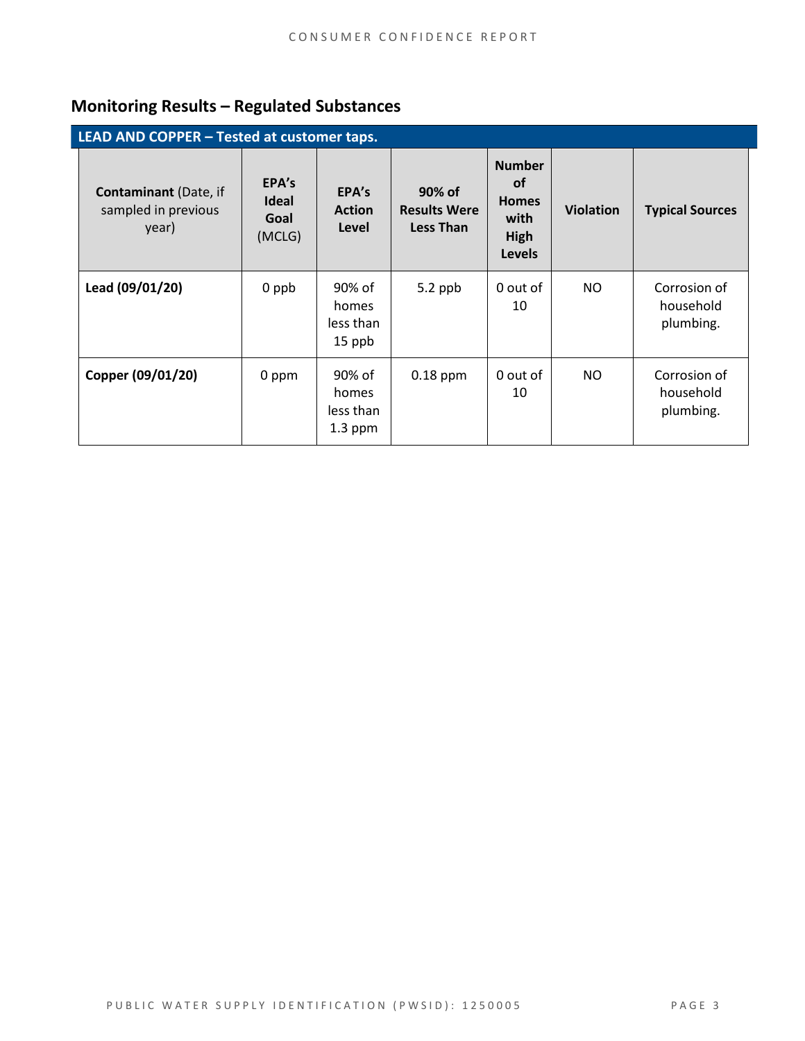## Monitoring Results – Regulated Substances

| LEAD AND COPPER – Tested at customer taps. | | | | | | |
|---|---|---|---|---|---|---|
| **Contaminant** (Date, if sampled in previous year) | **EPA's Ideal Goal** (MCLG) | **EPA's Action Level** | **90% of Results Were Less Than** | **Number of Homes with High Levels** | **Violation** | **Typical Sources** |
| **Lead (09/01/20)** | 0 ppb | 90% of homes less than 15 ppb | 5.2 ppb | 0 out of 10 | NO | Corrosion of household plumbing. |
| **Copper (09/01/20)** | 0 ppm | 90% of homes less than 1.3 ppm | 0.18 ppm | 0 out of 10 | NO | Corrosion of household plumbing. |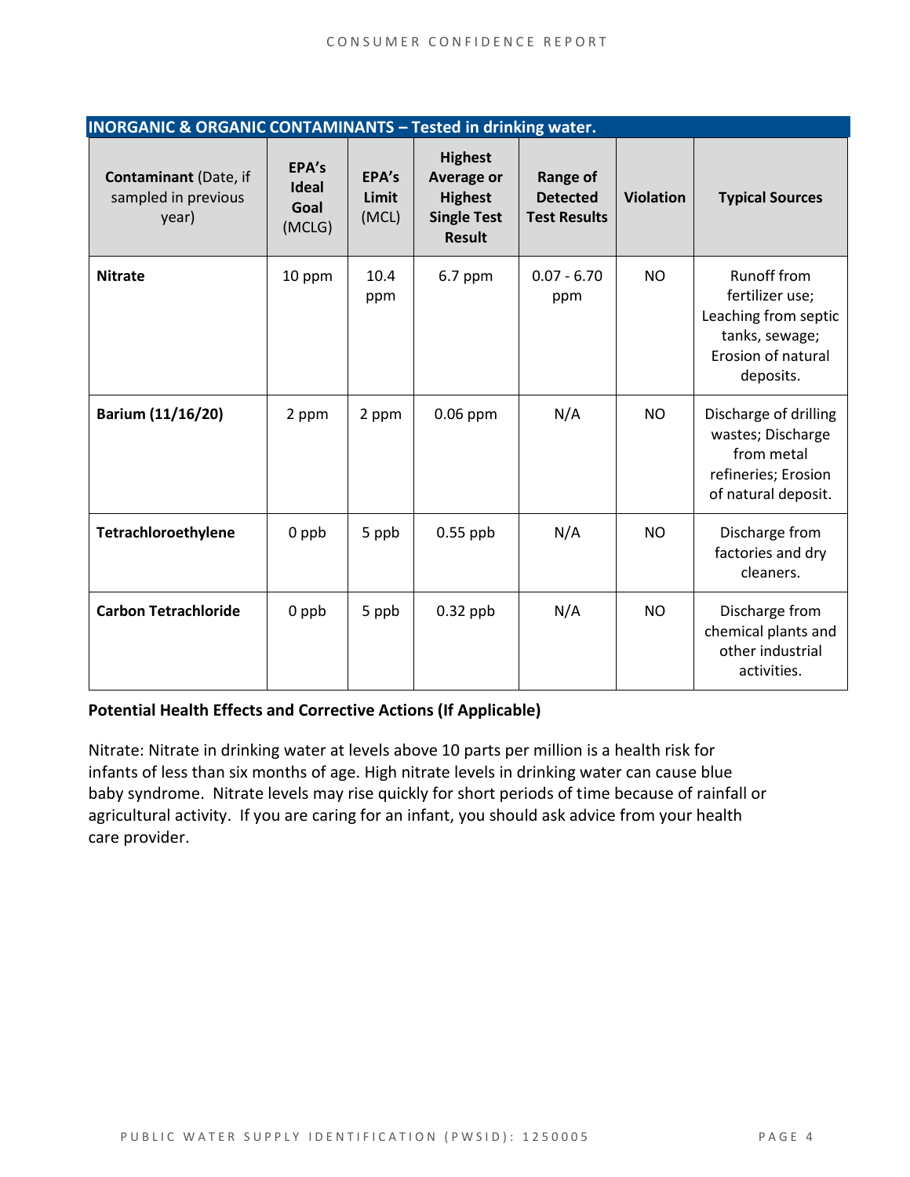| INORGANIC & ORGANIC CONTAMINANTS – Tested in drinking water. | | | | | | |
|---|---|---|---|---|---|---|
| **Contaminant** (Date, if sampled in previous year) | **EPA's Ideal Goal** (MCLG) | **EPA's Limit** (MCL) | **Highest Average or Highest Single Test Result** | **Range of Detected Test Results** | **Violation** | **Typical Sources** |
| **Nitrate** | 10 ppm | 10.4 ppm | 6.7 ppm | 0.07 - 6.70 ppm | NO | Runoff from fertilizer use; Leaching from septic tanks, sewage; Erosion of natural deposits. |
| **Barium (11/16/20)** | 2 ppm | 2 ppm | 0.06 ppm | N/A | NO | Discharge of drilling wastes; Discharge from metal refineries; Erosion of natural deposit. |
| **Tetrachloroethylene** | 0 ppb | 5 ppb | 0.55 ppb | N/A | NO | Discharge from factories and dry cleaners. |
| **Carbon Tetrachloride** | 0 ppb | 5 ppb | 0.32 ppb | N/A | NO | Discharge from chemical plants and other industrial activities. |

**Potential Health Effects and Corrective Actions (If Applicable)**

Nitrate: Nitrate in drinking water at levels above 10 parts per million is a health risk for infants of less than six months of age. High nitrate levels in drinking water can cause blue baby syndrome. Nitrate levels may rise quickly for short periods of time because of rainfall or agricultural activity. If you are caring for an infant, you should ask advice from your health care provider.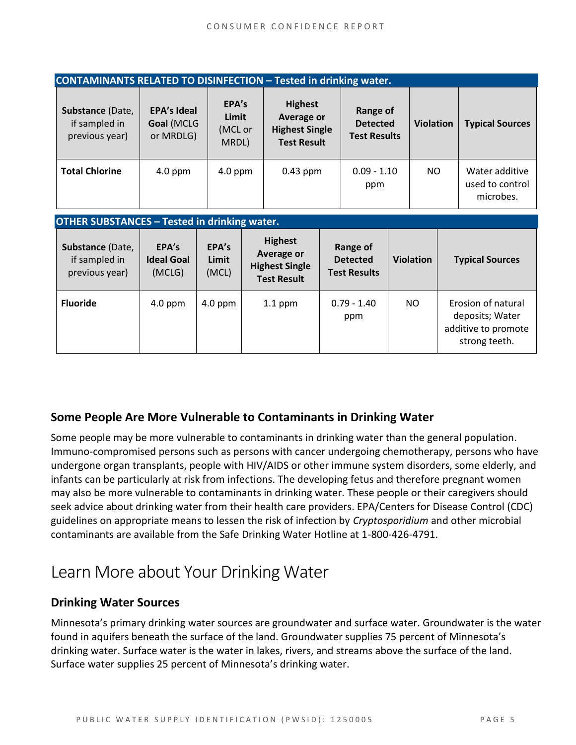| **CONTAINMANTS RELATED TO DISINFECTION – Tested in drinking water.** | | | | | | |
|---|---|---|---|---|---|---|
| **Substance** (Date, if sampled in previous year) | **EPA's Ideal Goal** (MCLG or MRDLG) | **EPA's Limit** (MCL or MRDL) | **Highest Average or Highest Single Test Result** | **Range of Detected Test Results** | **Violation** | **Typical Sources** |
| **Total Chlorine** | 4.0 ppm | 4.0 ppm | 0.43 ppm | 0.09 - 1.10 ppm | NO | Water additive used to control microbes. |

| **OTHER SUBSTANCES – Tested in drinking water.** | | | | | | |
|---|---|---|---|---|---|---|
| **Substance** (Date, if sampled in previous year) | **EPA's Ideal Goal** (MCLG) | **EPA's Limit** (MCL) | **Highest Average or Highest Single Test Result** | **Range of Detected Test Results** | **Violation** | **Typical Sources** |
| **Fluoride** | 4.0 ppm | 4.0 ppm | 1.1 ppm | 0.79 - 1.40 ppm | NO | Erosion of natural deposits; Water additive to promote strong teeth. |

### Some People Are More Vulnerable to Contaminants in Drinking Water

Some people may be more vulnerable to contaminants in drinking water than the general population. Immuno-compromised persons such as persons with cancer undergoing chemotherapy, persons who have undergone organ transplants, people with HIV/AIDS or other immune system disorders, some elderly, and infants can be particularly at risk from infections. The developing fetus and therefore pregnant women may also be more vulnerable to contaminants in drinking water. These people or their caregivers should seek advice about drinking water from their health care providers. EPA/Centers for Disease Control (CDC) guidelines on appropriate means to lessen the risk of infection by *Cryptosporidium* and other microbial contaminants are available from the Safe Drinking Water Hotline at 1-800-426-4791.

## Learn More about Your Drinking Water

### Drinking Water Sources

Minnesota's primary drinking water sources are groundwater and surface water. Groundwater is the water found in aquifers beneath the surface of the land. Groundwater supplies 75 percent of Minnesota's drinking water. Surface water is the water in lakes, rivers, and streams above the surface of the land. Surface water supplies 25 percent of Minnesota's drinking water.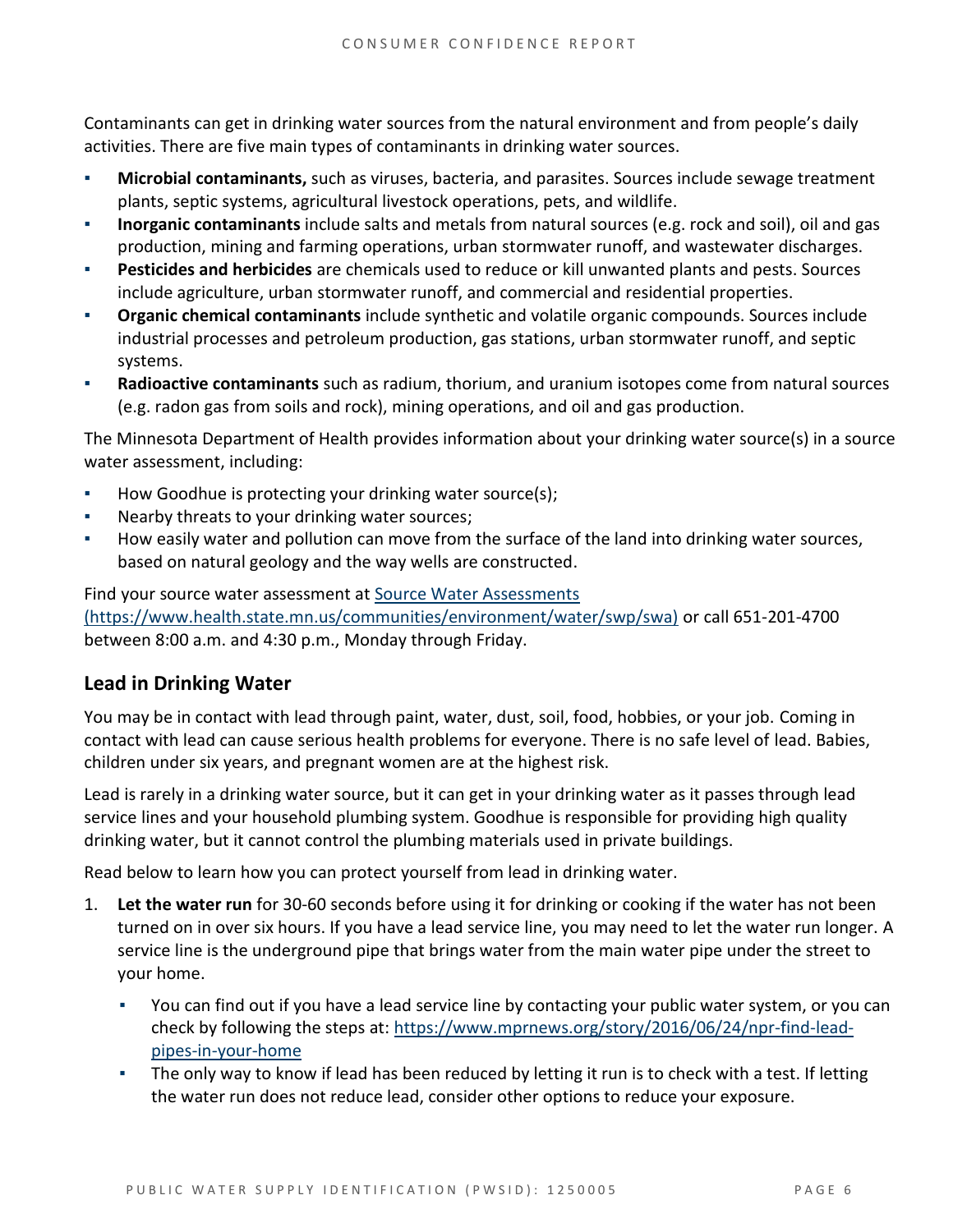Contaminants can get in drinking water sources from the natural environment and from people's daily activities. There are five main types of contaminants in drinking water sources.

- **Microbial contaminants,** such as viruses, bacteria, and parasites. Sources include sewage treatment plants, septic systems, agricultural livestock operations, pets, and wildlife.
- **Inorganic contaminants** include salts and metals from natural sources (e.g. rock and soil), oil and gas production, mining and farming operations, urban stormwater runoff, and wastewater discharges.
- **Pesticides and herbicides** are chemicals used to reduce or kill unwanted plants and pests. Sources include agriculture, urban stormwater runoff, and commercial and residential properties.
- **Organic chemical contaminants** include synthetic and volatile organic compounds. Sources include industrial processes and petroleum production, gas stations, urban stormwater runoff, and septic systems.
- **Radioactive contaminants** such as radium, thorium, and uranium isotopes come from natural sources (e.g. radon gas from soils and rock), mining operations, and oil and gas production.

The Minnesota Department of Health provides information about your drinking water source(s) in a source water assessment, including:

- How Goodhue is protecting your drinking water source(s);
- Nearby threats to your drinking water sources;
- How easily water and pollution can move from the surface of the land into drinking water sources, based on natural geology and the way wells are constructed.

Find your source water assessment at [Source Water Assessments (https://www.health.state.mn.us/communities/environment/water/swp/swa)](https://www.health.state.mn.us/communities/environment/water/swp/swa) or call 651-201-4700 between 8:00 a.m. and 4:30 p.m., Monday through Friday.

## Lead in Drinking Water

You may be in contact with lead through paint, water, dust, soil, food, hobbies, or your job. Coming in contact with lead can cause serious health problems for everyone. There is no safe level of lead. Babies, children under six years, and pregnant women are at the highest risk.

Lead is rarely in a drinking water source, but it can get in your drinking water as it passes through lead service lines and your household plumbing system. Goodhue is responsible for providing high quality drinking water, but it cannot control the plumbing materials used in private buildings.

Read below to learn how you can protect yourself from lead in drinking water.

1. **Let the water run** for 30-60 seconds before using it for drinking or cooking if the water has not been turned on in over six hours. If you have a lead service line, you may need to let the water run longer. A service line is the underground pipe that brings water from the main water pipe under the street to your home.
   - You can find out if you have a lead service line by contacting your public water system, or you can check by following the steps at: [https://www.mprnews.org/story/2016/06/24/npr-find-lead-pipes-in-your-home](https://www.mprnews.org/story/2016/06/24/npr-find-lead-pipes-in-your-home)
   - The only way to know if lead has been reduced by letting it run is to check with a test. If letting the water run does not reduce lead, consider other options to reduce your exposure.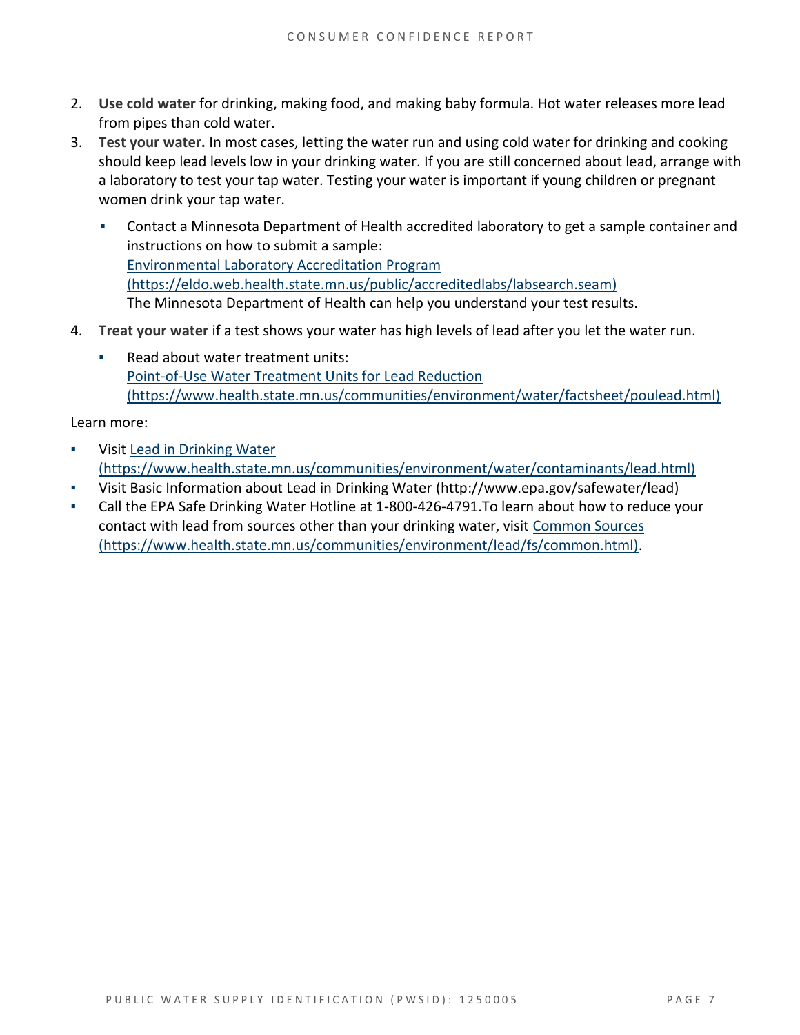2. **Use cold water** for drinking, making food, and making baby formula. Hot water releases more lead from pipes than cold water.
3. **Test your water.** In most cases, letting the water run and using cold water for drinking and cooking should keep lead levels low in your drinking water. If you are still concerned about lead, arrange with a laboratory to test your tap water. Testing your water is important if young children or pregnant women drink your tap water.
   - Contact a Minnesota Department of Health accredited laboratory to get a sample container and instructions on how to submit a sample:
     Environmental Laboratory Accreditation Program
     (https://eldo.web.health.state.mn.us/public/accreditedlabs/labsearch.seam)
     The Minnesota Department of Health can help you understand your test results.
4. **Treat your water** if a test shows your water has high levels of lead after you let the water run.
   - Read about water treatment units:
     Point-of-Use Water Treatment Units for Lead Reduction
     (https://www.health.state.mn.us/communities/environment/water/factsheet/poulead.html)

Learn more:

- Visit Lead in Drinking Water
  (https://www.health.state.mn.us/communities/environment/water/contaminants/lead.html)
- Visit Basic Information about Lead in Drinking Water (http://www.epa.gov/safewater/lead)
- Call the EPA Safe Drinking Water Hotline at 1-800-426-4791.To learn about how to reduce your contact with lead from sources other than your drinking water, visit Common Sources (https://www.health.state.mn.us/communities/environment/lead/fs/common.html).